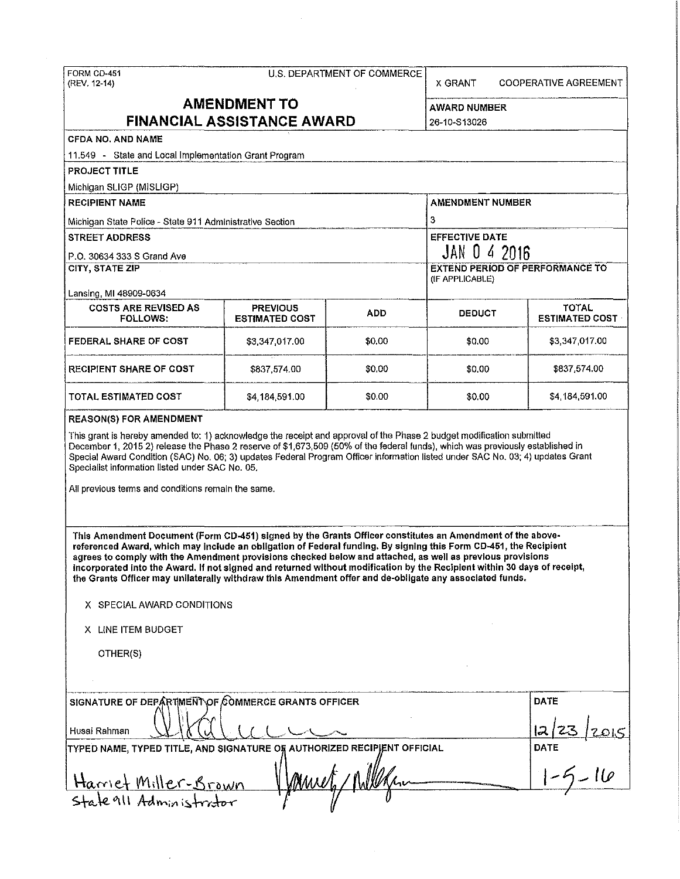FORM CD-451
(REV. 12-14)

U.S. DEPARTMENT OF COMMERCE

X GRANT    COOPERATIVE AGREEMENT

# AMENDMENT TO FINANCIAL ASSISTANCE AWARD

**AWARD NUMBER**
26-10-S13026

**CFDA NO. AND NAME**
11.549 - State and Local Implementation Grant Program

**PROJECT TITLE**
Michigan SLIGP (MISLIGP)

**RECIPIENT NAME**
Michigan State Police - State 911 Administrative Section

**AMENDMENT NUMBER**
3

**STREET ADDRESS**
P.O. 30634 333 S Grand Ave

**EFFECTIVE DATE**
JAN 04 2016

**CITY, STATE ZIP**
Lansing, MI 48909-0634

**EXTEND PERIOD OF PERFORMANCE TO (IF APPLICABLE)**

| COSTS ARE REVISED AS FOLLOWS: | PREVIOUS ESTIMATED COST | ADD | DEDUCT | TOTAL ESTIMATED COST |
|---|---|---|---|---|
| FEDERAL SHARE OF COST | $3,347,017.00 | $0.00 | $0.00 | $3,347,017.00 |
| RECIPIENT SHARE OF COST | $837,574.00 | $0.00 | $0.00 | $837,574.00 |
| TOTAL ESTIMATED COST | $4,184,591.00 | $0.00 | $0.00 | $4,184,591.00 |

**REASON(S) FOR AMENDMENT**

This grant is hereby amended to: 1) acknowledge the receipt and approval of the Phase 2 budget modification submitted December 1, 2015 2) release the Phase 2 reserve of $1,673,509 (50% of the federal funds), which was previously established in Special Award Condition (SAC) No. 06; 3) updates Federal Program Officer information listed under SAC No. 03; 4) updates Grant Specialist information listed under SAC No. 05.

All previous terms and conditions remain the same.

**This Amendment Document (Form CD-451) signed by the Grants Officer constitutes an Amendment of the above-referenced Award, which may include an obligation of Federal funding. By signing this Form CD-451, the Recipient agrees to comply with the Amendment provisions checked below and attached, as well as previous provisions incorporated into the Award. If not signed and returned without modification by the Recipient within 30 days of receipt, the Grants Officer may unilaterally withdraw this Amendment offer and de-obligate any associated funds.**

X SPECIAL AWARD CONDITIONS

X LINE ITEM BUDGET

OTHER(S)

**SIGNATURE OF DEPARTMENT OF COMMERCE GRANTS OFFICER**
Husai Rahman

**DATE**
12/23/2015

**TYPED NAME, TYPED TITLE, AND SIGNATURE OF AUTHORIZED RECIPIENT OFFICIAL**
Harriet Miller-Brown
State 911 Administrator

**DATE**
1-5-16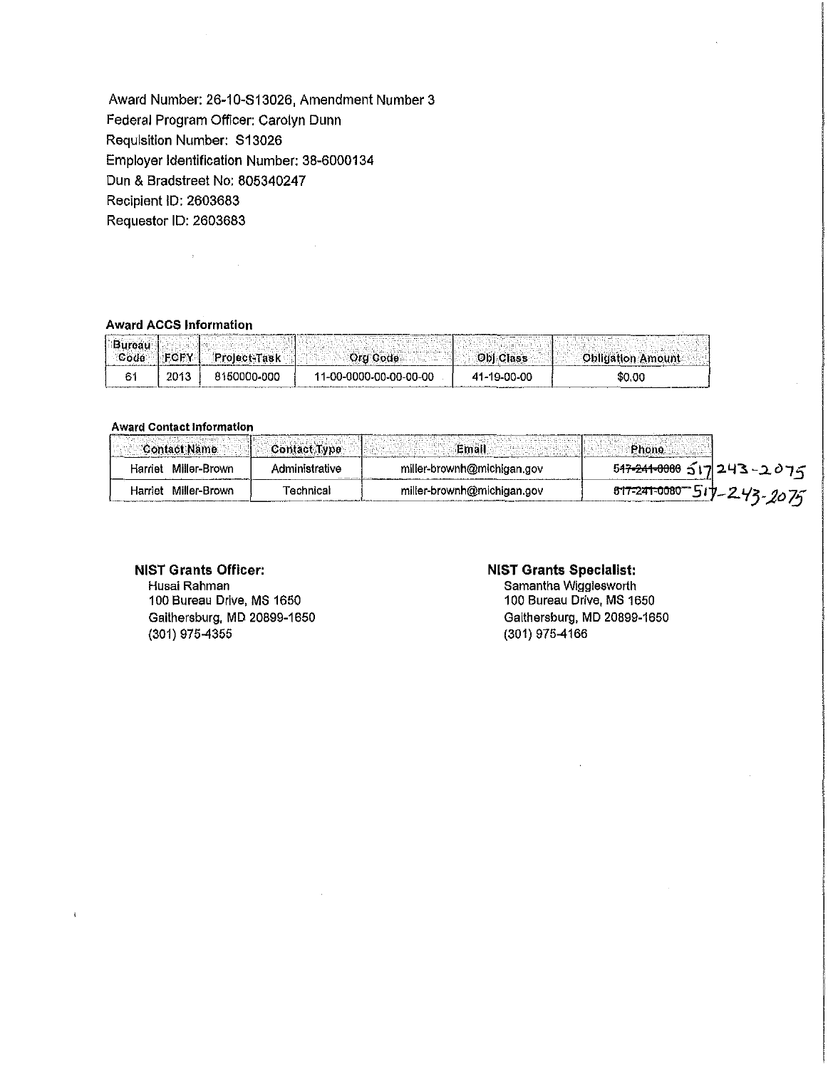Award Number: 26-10-S13026, Amendment Number 3
Federal Program Officer: Carolyn Dunn
Requisition Number: S13026
Employer Identification Number: 38-6000134
Dun & Bradstreet No: 805340247
Recipient ID: 2603683
Requestor ID: 2603683

**Award ACCS Information**

| Bureau Code | FCFY | Project-Task | Org Code | Obj Class | Obligation Amount |
|---|---|---|---|---|---|
| 61 | 2013 | 8150000-000 | 11-00-0000-00-00-00-00 | 41-19-00-00 | $0.00 |

**Award Contact Information**

| Contact Name | Contact Type | Email | Phone |
|---|---|---|---|
| Harriet Miller-Brown | Administrative | miller-brownh@michigan.gov | ~~517-241-0080~~ 517 243-2075 |
| Harriet Miller-Brown | Technical | miller-brownh@michigan.gov | ~~517-241-0080~~ 517-243-2075 |

**NIST Grants Officer:**
Husai Rahman
100 Bureau Drive, MS 1650
Gaithersburg, MD 20899-1650
(301) 975-4355

**NIST Grants Specialist:**
Samantha Wigglesworth
100 Bureau Drive, MS 1650
Gaithersburg, MD 20899-1650
(301) 975-4166